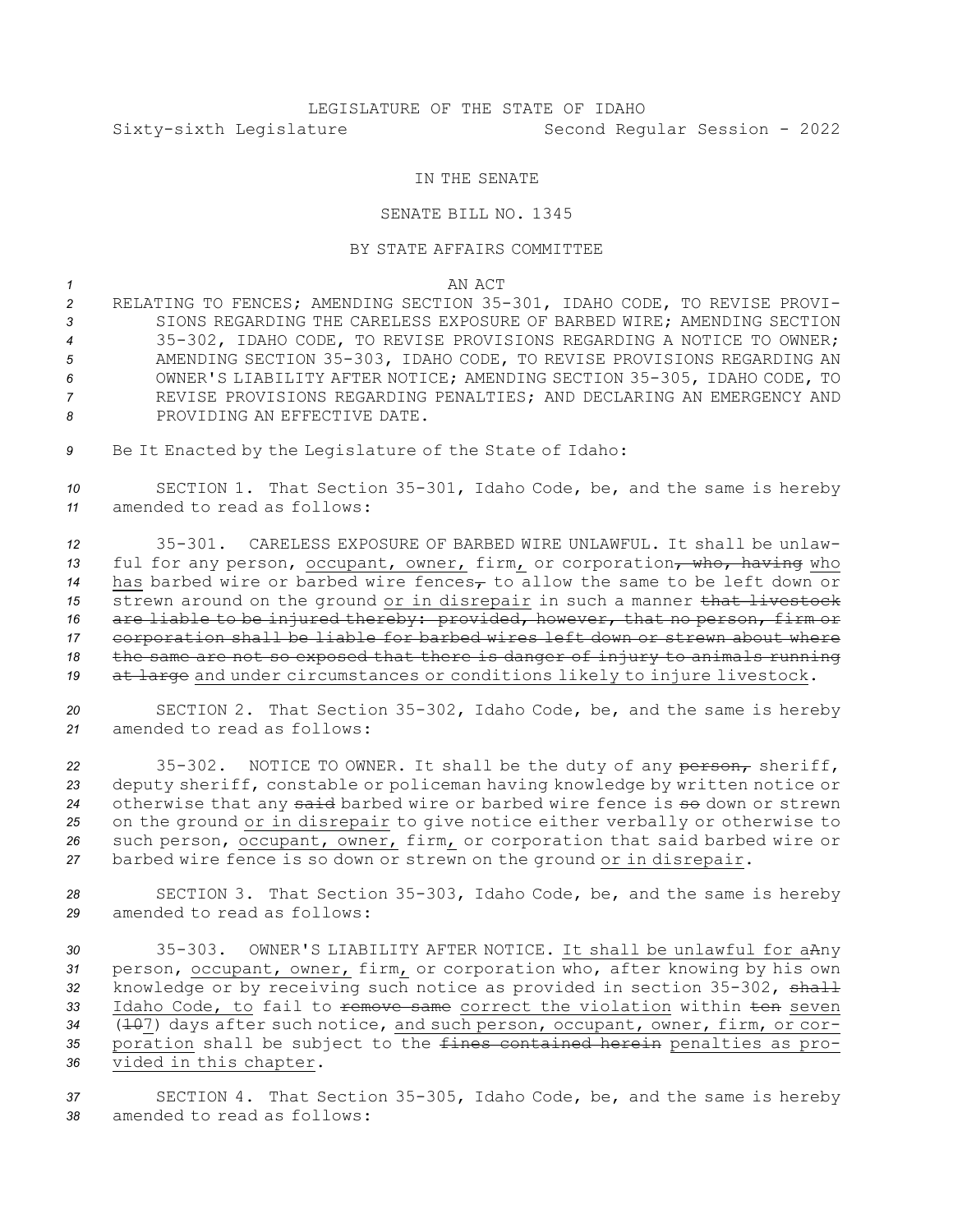LEGISLATURE OF THE STATE OF IDAHO

Sixty-sixth Legislature Second Regular Session - 2022

IN THE SENATE

SENATE BILL NO. 1345

BY STATE AFFAIRS COMMITTEE

AN ACT

RELATING TO FENCES; AMENDING SECTION 35-301, IDAHO CODE, TO REVISE PROVISIONS REGARDING THE CARELESS EXPOSURE OF BARBED WIRE; AMENDING SECTION 35-302, IDAHO CODE, TO REVISE PROVISIONS REGARDING A NOTICE TO OWNER; AMENDING SECTION 35-303, IDAHO CODE, TO REVISE PROVISIONS REGARDING AN OWNER'S LIABILITY AFTER NOTICE; AMENDING SECTION 35-305, IDAHO CODE, TO REVISE PROVISIONS REGARDING PENALTIES; AND DECLARING AN EMERGENCY AND PROVIDING AN EFFECTIVE DATE.

Be It Enacted by the Legislature of the State of Idaho:

SECTION 1. That Section 35-301, Idaho Code, be, and the same is hereby amended to read as follows:

35-301. CARELESS EXPOSURE OF BARBED WIRE UNLAWFUL. It shall be unlawful for any person, occupant, owner, firm, or corporation~~, who, having~~ who has barbed wire or barbed wire fences~~,~~ to allow the same to be left down or strewn around on the ground or in disrepair in such a manner ~~that livestock are liable to be injured thereby: provided, however, that no person, firm or corporation shall be liable for barbed wires left down or strewn about where the same are not so exposed that there is danger of injury to animals running at large~~ and under circumstances or conditions likely to injure livestock.

SECTION 2. That Section 35-302, Idaho Code, be, and the same is hereby amended to read as follows:

35-302. NOTICE TO OWNER. It shall be the duty of any ~~person,~~ sheriff, deputy sheriff, constable or policeman having knowledge by written notice or otherwise that any ~~said~~ barbed wire or barbed wire fence is ~~so~~ down or strewn on the ground or in disrepair to give notice either verbally or otherwise to such person, occupant, owner, firm, or corporation that said barbed wire or barbed wire fence is so down or strewn on the ground or in disrepair.

SECTION 3. That Section 35-303, Idaho Code, be, and the same is hereby amended to read as follows:

35-303. OWNER'S LIABILITY AFTER NOTICE. It shall be unlawful for a~~A~~ny person, occupant, owner, firm, or corporation who, after knowing by his own knowledge or by receiving such notice as provided in section 35-302, ~~shall~~ Idaho Code, to fail to ~~remove same~~ correct the violation within ~~ten~~ seven (~~10~~7) days after such notice, and such person, occupant, owner, firm, or corporation shall be subject to the ~~fines contained herein~~ penalties as provided in this chapter.

SECTION 4. That Section 35-305, Idaho Code, be, and the same is hereby amended to read as follows: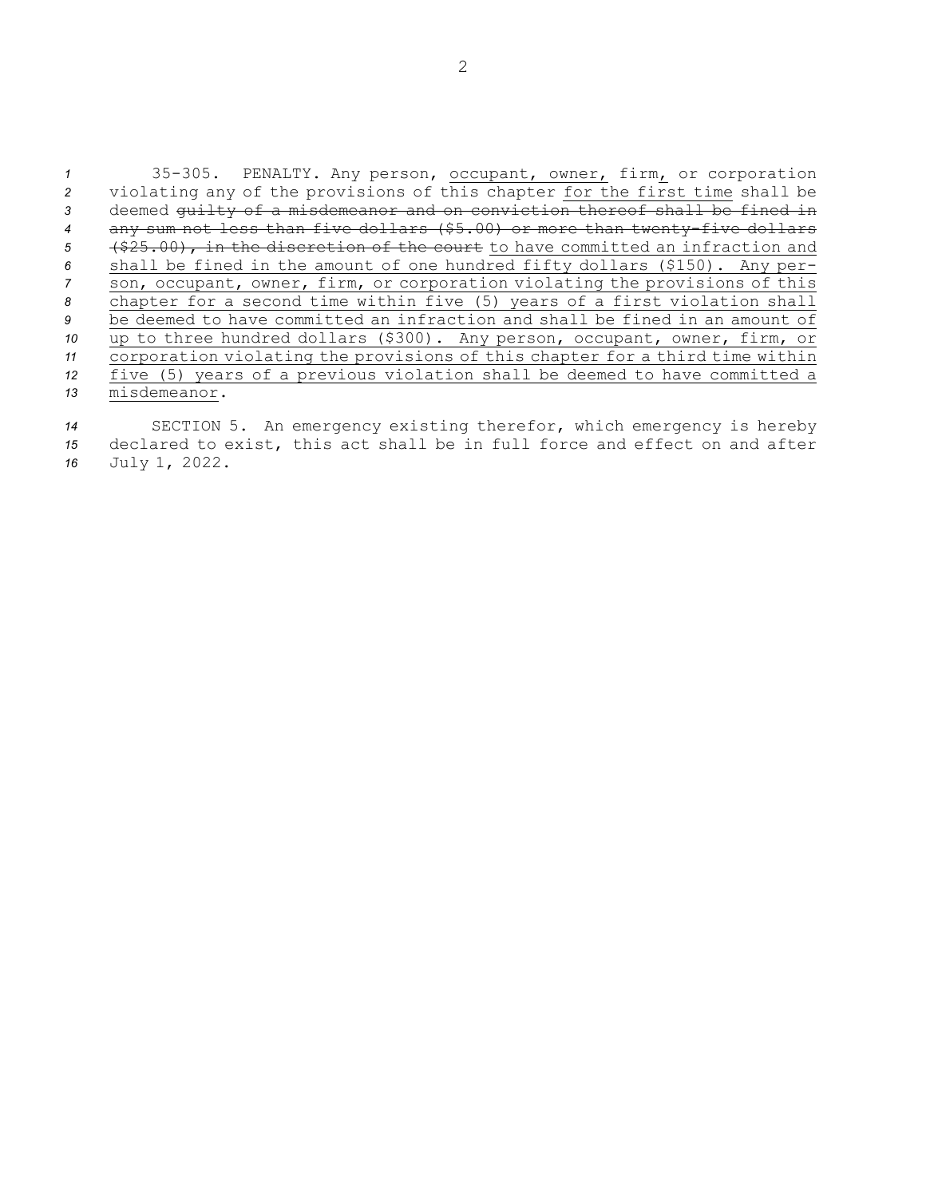35-305. PENALTY. Any person, <u>occupant, owner,</u> firm<u>,</u> or corporation violating any of the provisions of this chapter <u>for the first time</u> shall be deemed ~~guilty of a misdemeanor and on conviction thereof shall be fined in any sum not less than five dollars ($5.00) or more than twenty-five dollars ($25.00), in the discretion of the court~~ <u>to have committed an infraction and shall be fined in the amount of one hundred fifty dollars ($150). Any person, occupant, owner, firm, or corporation violating the provisions of this chapter for a second time within five (5) years of a first violation shall be deemed to have committed an infraction and shall be fined in an amount of up to three hundred dollars ($300). Any person, occupant, owner, firm, or corporation violating the provisions of this chapter for a third time within five (5) years of a previous violation shall be deemed to have committed a misdemeanor</u>.

SECTION 5. An emergency existing therefor, which emergency is hereby declared to exist, this act shall be in full force and effect on and after July 1, 2022.